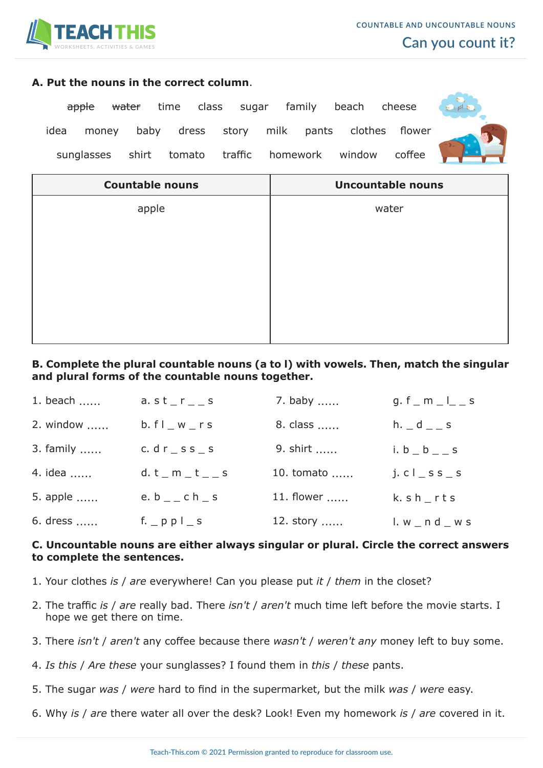COUNTABLE AND UNCOUNTABLE NOUNS

# Can you count it?

## A. Put the nouns in the correct column.

~~apple~~ ~~water~~ time class sugar family beach cheese idea money baby dress story milk pants clothes flower sunglasses shirt tomato traffic homework window coffee

| Countable nouns | Uncountable nouns |
|---|---|
| apple | water |

## B. Complete the plural countable nouns (a to l) with vowels. Then, match the singular and plural forms of the countable nouns together.

1. beach ......
2. window ......
3. family ......
4. idea ......
5. apple ......
6. dress ......

a. s t _ r _ _ s
b. f l _ w _ r s
c. d r _ s s _ s
d. t _ m _ t _ _ s
e. b _ _ c h _ s
f. _ p p l _ s

7. baby ......
8. class ......
9. shirt ......
10. tomato ......
11. flower ......
12. story ......

g. f _ m _ l_ _ s
h. _ d _ _ s
i. b _ b _ _ s
j. c l _ s s _ s
k. s h _ r t s
l. w _ n d _ w s

## C. Uncountable nouns are either always singular or plural. Circle the correct answers to complete the sentences.

1. Your clothes *is* / *are* everywhere! Can you please put *it* / *them* in the closet?
2. The traffic *is* / *are* really bad. There *isn't* / *aren't* much time left before the movie starts. I hope we get there on time.
3. There *isn't* / *aren't* any coffee because there *wasn't* / *weren't any* money left to buy some.
4. *Is this* / *Are these* your sunglasses? I found them in *this* / *these* pants.
5. The sugar *was* / *were* hard to find in the supermarket, but the milk *was* / *were* easy.
6. Why *is* / *are* there water all over the desk? Look! Even my homework *is* / *are* covered in it.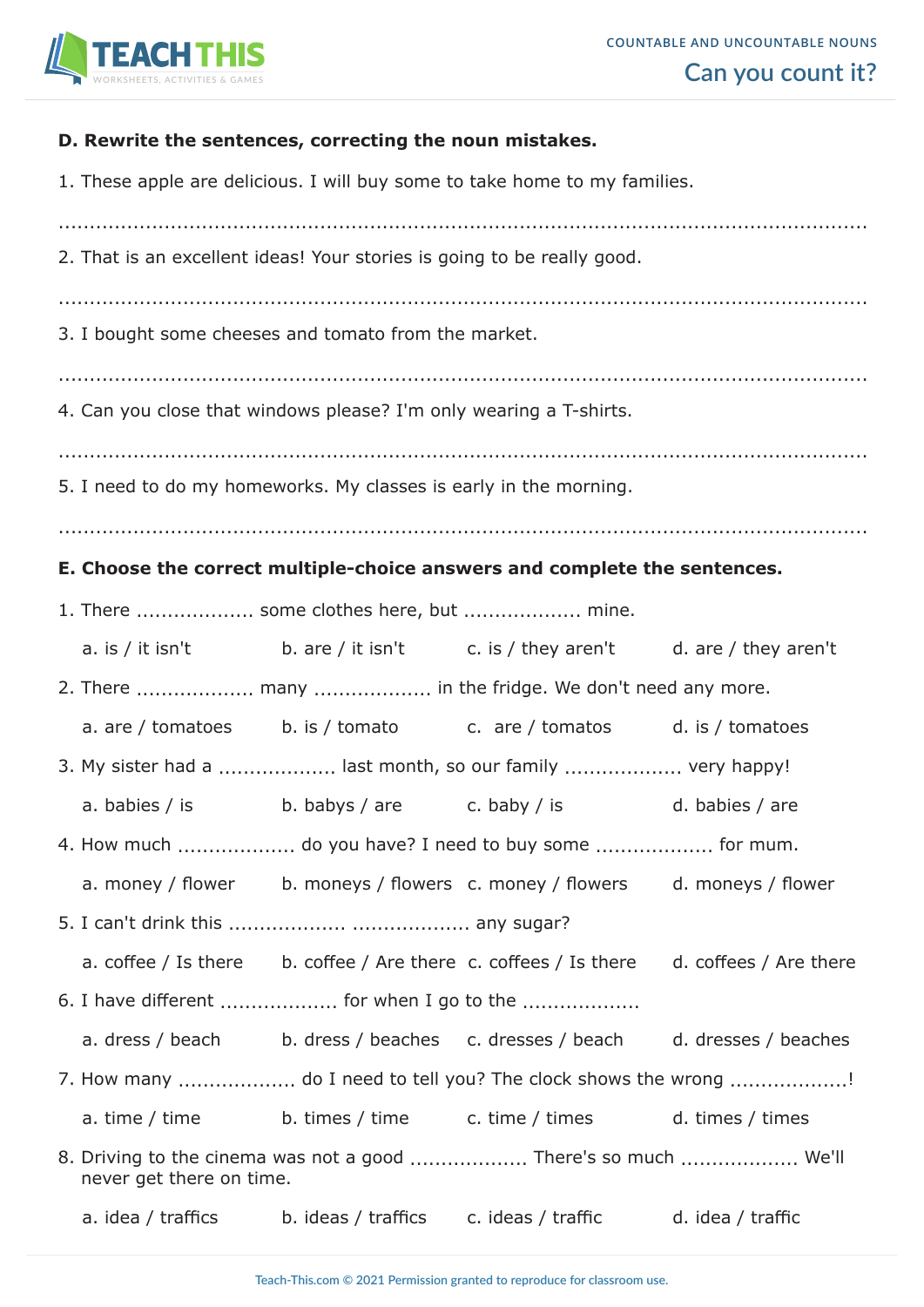**D. Rewrite the sentences, correcting the noun mistakes.**

1. These apple are delicious. I will buy some to take home to my families.

.......................................................................................................................

2. That is an excellent ideas! Your stories is going to be really good.

.......................................................................................................................

3. I bought some cheeses and tomato from the market.

.......................................................................................................................

4. Can you close that windows please? I'm only wearing a T-shirts.

.......................................................................................................................

5. I need to do my homeworks. My classes is early in the morning.

.......................................................................................................................

**E. Choose the correct multiple-choice answers and complete the sentences.**

1. There .................. some clothes here, but .................. mine.

   a. is / it isn't  b. are / it isn't  c. is / they aren't  d. are / they aren't

2. There .................. many .................. in the fridge. We don't need any more.

   a. are / tomatoes  b. is / tomato  c. are / tomatos  d. is / tomatoes

3. My sister had a .................. last month, so our family .................. very happy!

   a. babies / is  b. babys / are  c. baby / is  d. babies / are

4. How much .................. do you have? I need to buy some .................. for mum.

   a. money / flower  b. moneys / flowers  c. money / flowers  d. moneys / flower

5. I can't drink this .................. .................. any sugar?

   a. coffee / Is there  b. coffee / Are there  c. coffees / Is there  d. coffees / Are there

6. I have different .................. for when I go to the ..................

   a. dress / beach  b. dress / beaches  c. dresses / beach  d. dresses / beaches

7. How many .................. do I need to tell you? The clock shows the wrong ..................!

   a. time / time  b. times / time  c. time / times  d. times / times

8. Driving to the cinema was not a good .................. There's so much .................. We'll never get there on time.

   a. idea / traffics  b. ideas / traffics  c. ideas / traffic  d. idea / traffic